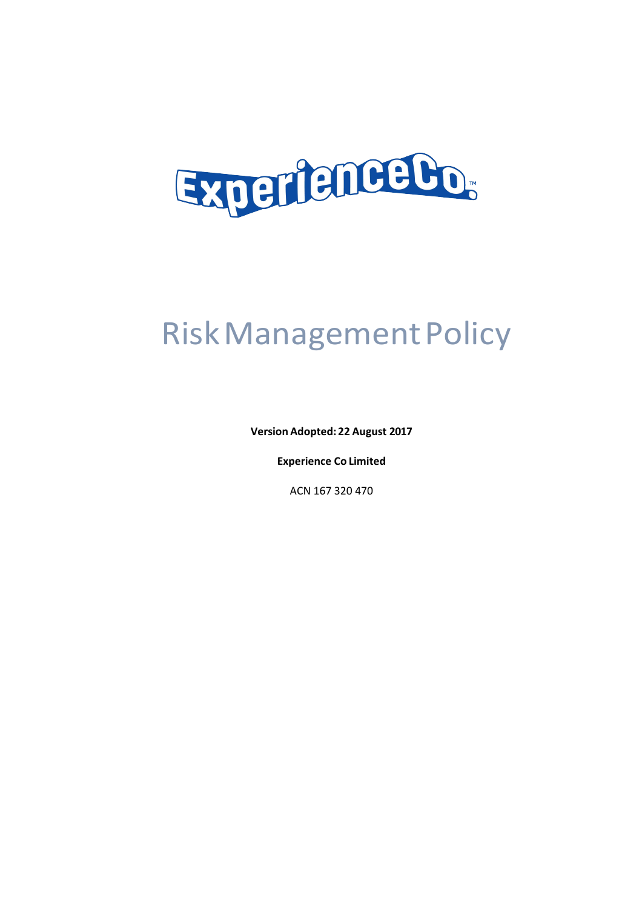ExperienceCo

# Risk Management Policy

**Version Adopted: 22 August 2017**

**Experience Co Limited**

ACN 167 320 470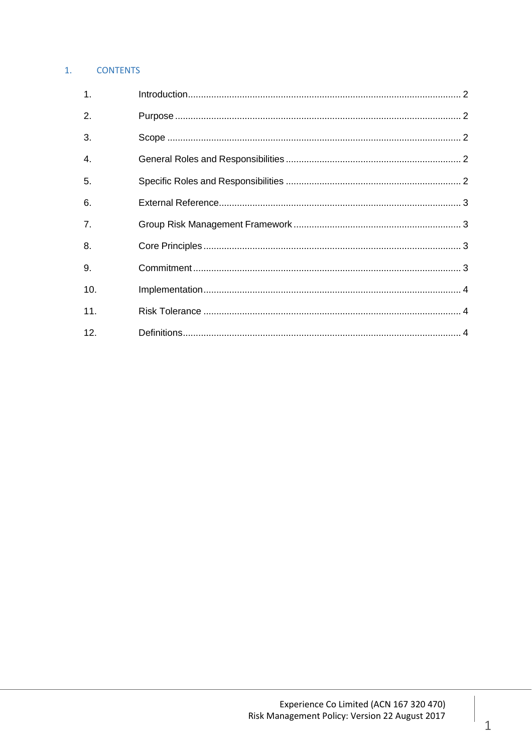# 1. CONTENTS

| | | |
|---|---|---|
| 1. | Introduction | 2 |
| 2. | Purpose | 2 |
| 3. | Scope | 2 |
| 4. | General Roles and Responsibilities | 2 |
| 5. | Specific Roles and Responsibilities | 2 |
| 6. | External Reference | 3 |
| 7. | Group Risk Management Framework | 3 |
| 8. | Core Principles | 3 |
| 9. | Commitment | 3 |
| 10. | Implementation | 4 |
| 11. | Risk Tolerance | 4 |
| 12. | Definitions | 4 |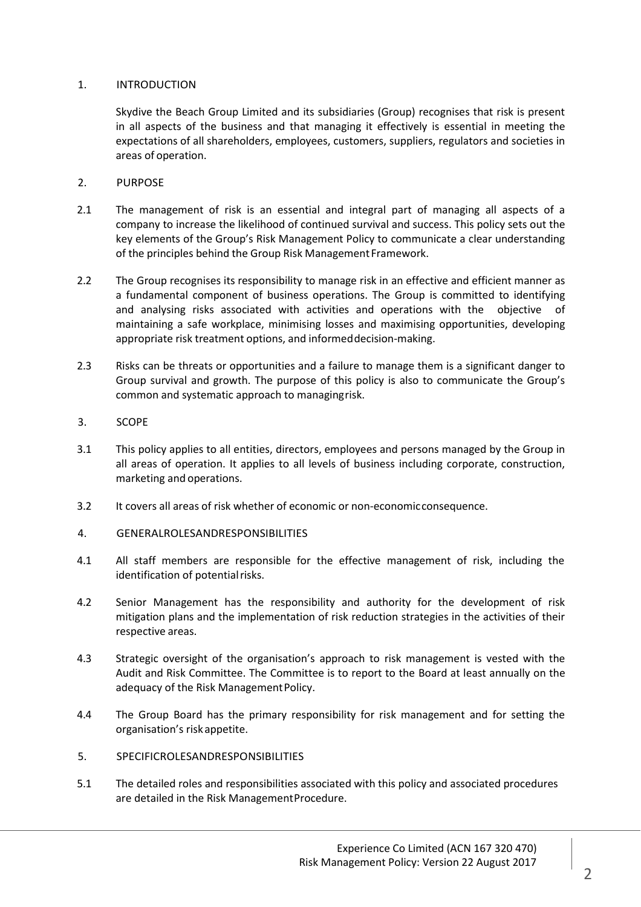## 1. INTRODUCTION

Skydive the Beach Group Limited and its subsidiaries (Group) recognises that risk is present in all aspects of the business and that managing it effectively is essential in meeting the expectations of all shareholders, employees, customers, suppliers, regulators and societies in areas of operation.

## 2. PURPOSE

2.1 The management of risk is an essential and integral part of managing all aspects of a company to increase the likelihood of continued survival and success. This policy sets out the key elements of the Group's Risk Management Policy to communicate a clear understanding of the principles behind the Group Risk Management Framework.

2.2 The Group recognises its responsibility to manage risk in an effective and efficient manner as a fundamental component of business operations. The Group is committed to identifying and analysing risks associated with activities and operations with the objective of maintaining a safe workplace, minimising losses and maximising opportunities, developing appropriate risk treatment options, and informed decision-making.

2.3 Risks can be threats or opportunities and a failure to manage them is a significant danger to Group survival and growth. The purpose of this policy is also to communicate the Group's common and systematic approach to managing risk.

## 3. SCOPE

3.1 This policy applies to all entities, directors, employees and persons managed by the Group in all areas of operation. It applies to all levels of business including corporate, construction, marketing and operations.

3.2 It covers all areas of risk whether of economic or non-economic consequence.

## 4. GENERAL ROLES AND RESPONSIBILITIES

4.1 All staff members are responsible for the effective management of risk, including the identification of potential risks.

4.2 Senior Management has the responsibility and authority for the development of risk mitigation plans and the implementation of risk reduction strategies in the activities of their respective areas.

4.3 Strategic oversight of the organisation's approach to risk management is vested with the Audit and Risk Committee. The Committee is to report to the Board at least annually on the adequacy of the Risk Management Policy.

4.4 The Group Board has the primary responsibility for risk management and for setting the organisation's risk appetite.

## 5. SPECIFIC ROLES AND RESPONSIBILITIES

5.1 The detailed roles and responsibilities associated with this policy and associated procedures are detailed in the Risk Management Procedure.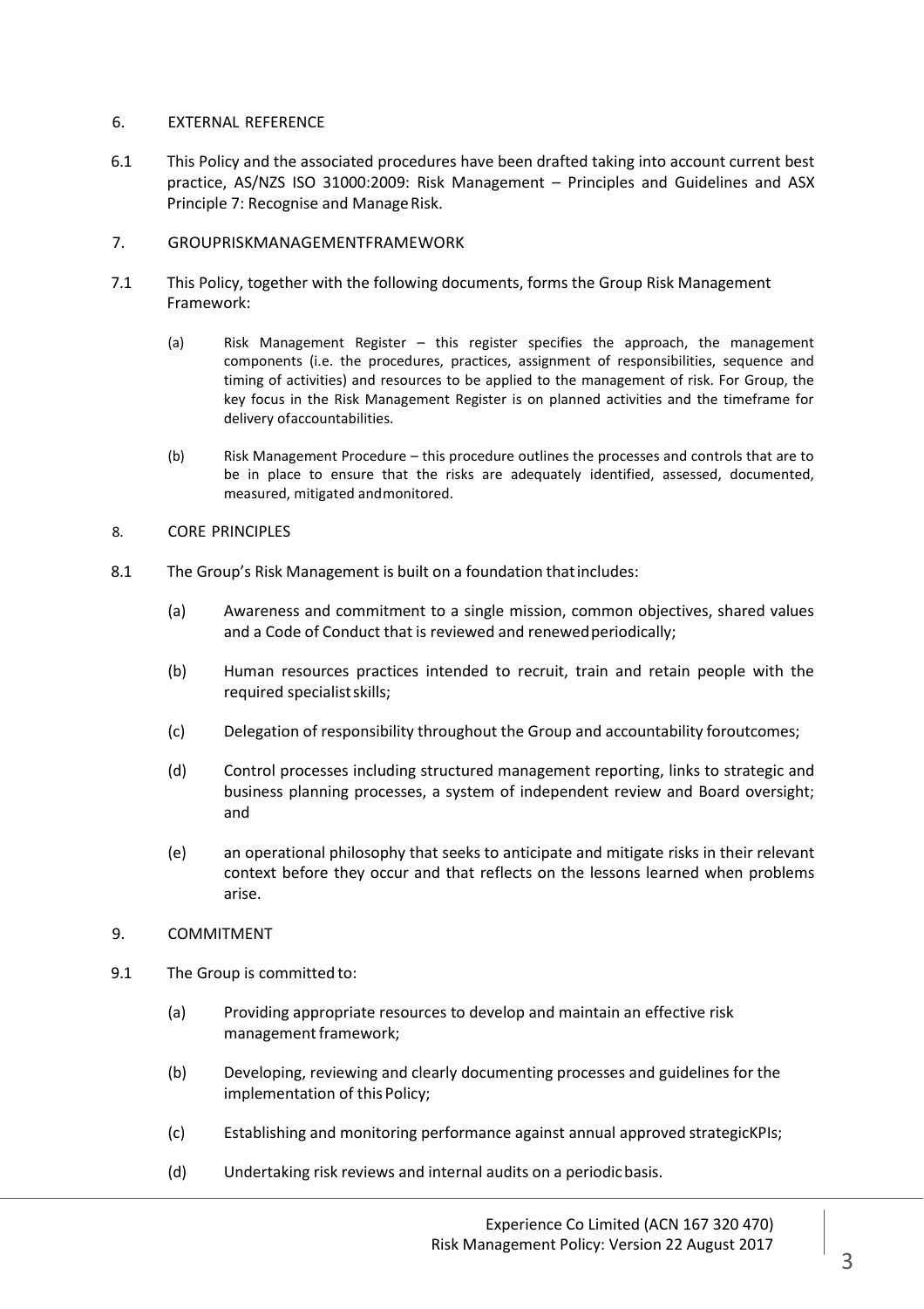## 6. EXTERNAL REFERENCE

6.1 This Policy and the associated procedures have been drafted taking into account current best practice, AS/NZS ISO 31000:2009: Risk Management – Principles and Guidelines and ASX Principle 7: Recognise and Manage Risk.

## 7. GROUPRISKMANAGEMENTFRAMEWORK

7.1 This Policy, together with the following documents, forms the Group Risk Management Framework:

(a) Risk Management Register – this register specifies the approach, the management components (i.e. the procedures, practices, assignment of responsibilities, sequence and timing of activities) and resources to be applied to the management of risk. For Group, the key focus in the Risk Management Register is on planned activities and the timeframe for delivery ofaccountabilities.

(b) Risk Management Procedure – this procedure outlines the processes and controls that are to be in place to ensure that the risks are adequately identified, assessed, documented, measured, mitigated andmonitored.

## 8. CORE PRINCIPLES

8.1 The Group's Risk Management is built on a foundation thatincludes:

(a) Awareness and commitment to a single mission, common objectives, shared values and a Code of Conduct that is reviewed and renewedperiodically;

(b) Human resources practices intended to recruit, train and retain people with the required specialistskills;

(c) Delegation of responsibility throughout the Group and accountability foroutcomes;

(d) Control processes including structured management reporting, links to strategic and business planning processes, a system of independent review and Board oversight; and

(e) an operational philosophy that seeks to anticipate and mitigate risks in their relevant context before they occur and that reflects on the lessons learned when problems arise.

## 9. COMMITMENT

9.1 The Group is committed to:

(a) Providing appropriate resources to develop and maintain an effective risk management framework;

(b) Developing, reviewing and clearly documenting processes and guidelines for the implementation of this Policy;

(c) Establishing and monitoring performance against annual approved strategicKPIs;

(d) Undertaking risk reviews and internal audits on a periodicbasis.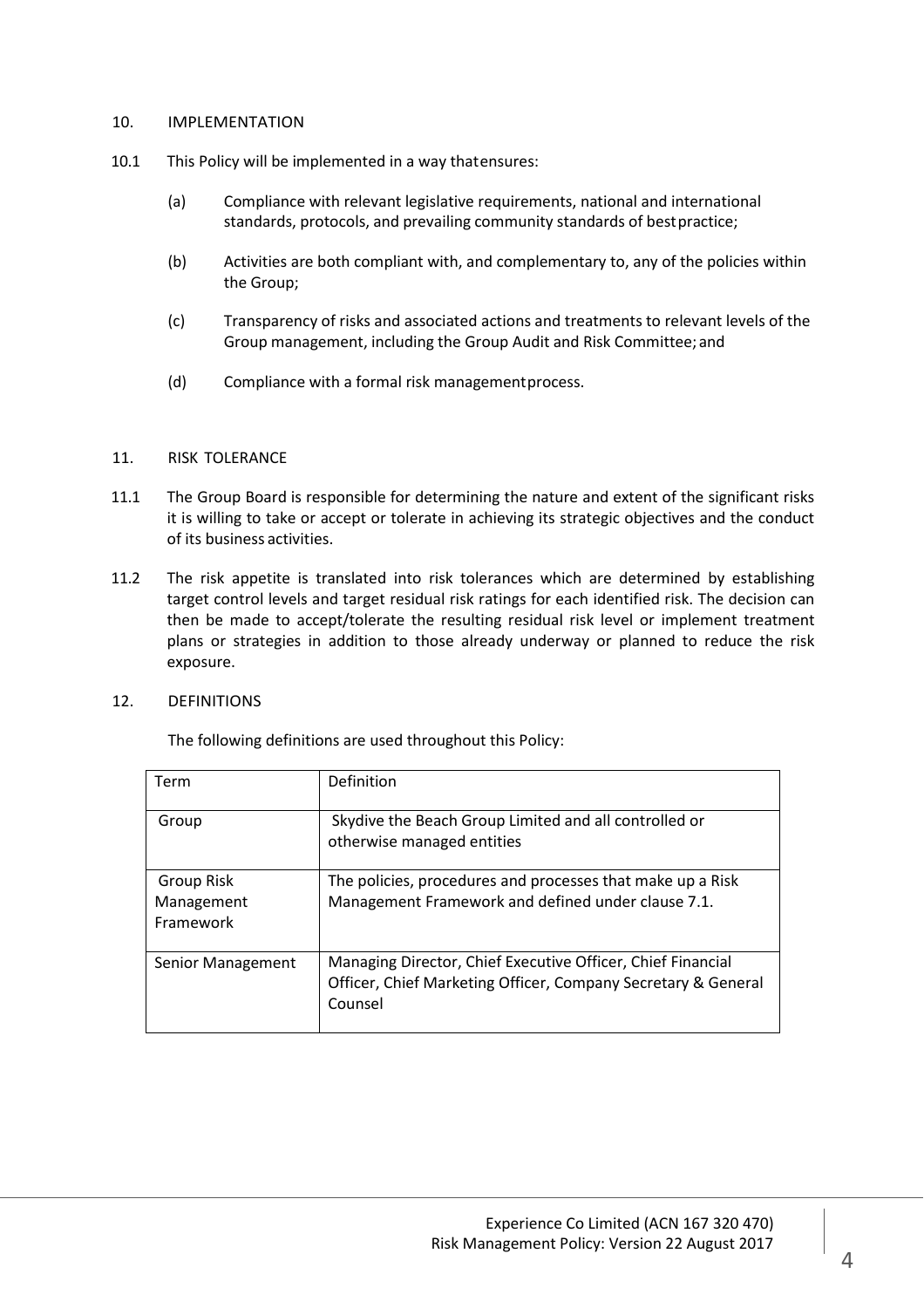## 10. IMPLEMENTATION

10.1 This Policy will be implemented in a way that ensures:

(a) Compliance with relevant legislative requirements, national and international standards, protocols, and prevailing community standards of best practice;

(b) Activities are both compliant with, and complementary to, any of the policies within the Group;

(c) Transparency of risks and associated actions and treatments to relevant levels of the Group management, including the Group Audit and Risk Committee; and

(d) Compliance with a formal risk management process.

## 11. RISK TOLERANCE

11.1 The Group Board is responsible for determining the nature and extent of the significant risks it is willing to take or accept or tolerate in achieving its strategic objectives and the conduct of its business activities.

11.2 The risk appetite is translated into risk tolerances which are determined by establishing target control levels and target residual risk ratings for each identified risk. The decision can then be made to accept/tolerate the resulting residual risk level or implement treatment plans or strategies in addition to those already underway or planned to reduce the risk exposure.

## 12. DEFINITIONS

The following definitions are used throughout this Policy:

| Term | Definition |
|---|---|
| Group | Skydive the Beach Group Limited and all controlled or otherwise managed entities |
| Group Risk Management Framework | The policies, procedures and processes that make up a Risk Management Framework and defined under clause 7.1. |
| Senior Management | Managing Director, Chief Executive Officer, Chief Financial Officer, Chief Marketing Officer, Company Secretary & General Counsel |